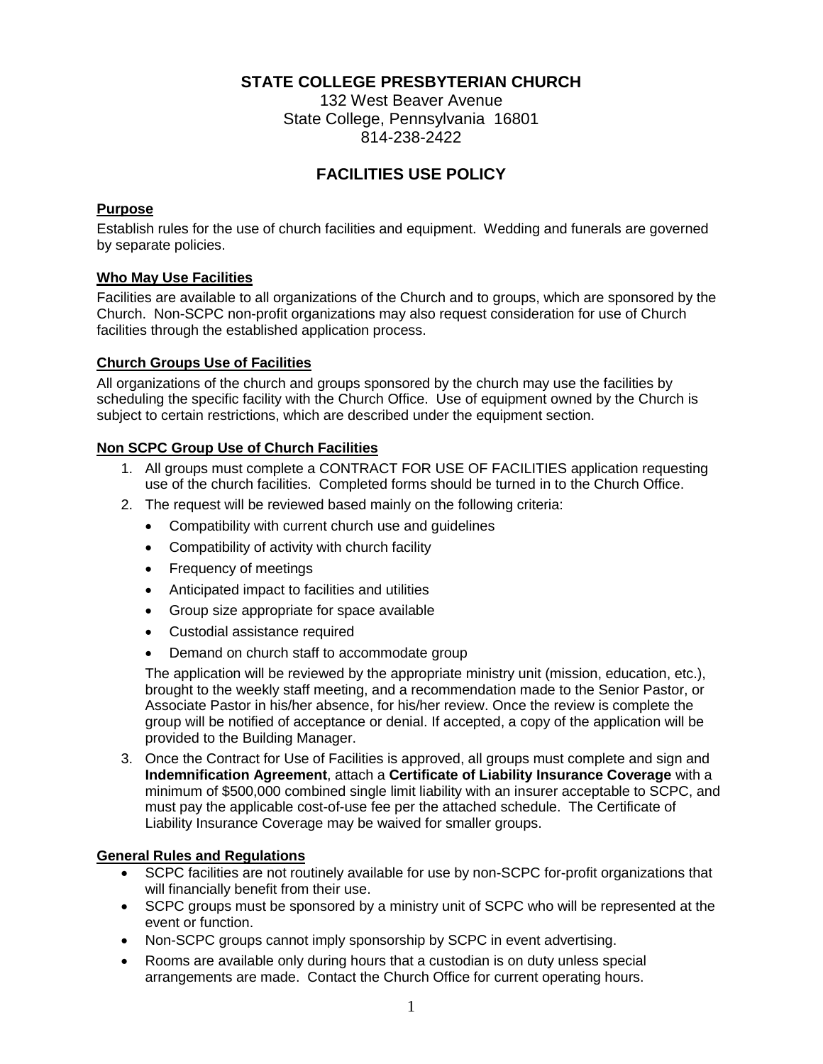# STATE COLLEGE PRESBYTERIAN CHURCH

132 West Beaver Avenue
State College, Pennsylvania 16801
814-238-2422

## FACILITIES USE POLICY

### Purpose

Establish rules for the use of church facilities and equipment. Wedding and funerals are governed by separate policies.

### Who May Use Facilities

Facilities are available to all organizations of the Church and to groups, which are sponsored by the Church. Non-SCPC non-profit organizations may also request consideration for use of Church facilities through the established application process.

### Church Groups Use of Facilities

All organizations of the church and groups sponsored by the church may use the facilities by scheduling the specific facility with the Church Office. Use of equipment owned by the Church is subject to certain restrictions, which are described under the equipment section.

### Non SCPC Group Use of Church Facilities

1. All groups must complete a CONTRACT FOR USE OF FACILITIES application requesting use of the church facilities. Completed forms should be turned in to the Church Office.
2. The request will be reviewed based mainly on the following criteria:
   - Compatibility with current church use and guidelines
   - Compatibility of activity with church facility
   - Frequency of meetings
   - Anticipated impact to facilities and utilities
   - Group size appropriate for space available
   - Custodial assistance required
   - Demand on church staff to accommodate group

   The application will be reviewed by the appropriate ministry unit (mission, education, etc.), brought to the weekly staff meeting, and a recommendation made to the Senior Pastor, or Associate Pastor in his/her absence, for his/her review. Once the review is complete the group will be notified of acceptance or denial. If accepted, a copy of the application will be provided to the Building Manager.
3. Once the Contract for Use of Facilities is approved, all groups must complete and sign and **Indemnification Agreement**, attach a **Certificate of Liability Insurance Coverage** with a minimum of $500,000 combined single limit liability with an insurer acceptable to SCPC, and must pay the applicable cost-of-use fee per the attached schedule. The Certificate of Liability Insurance Coverage may be waived for smaller groups.

### General Rules and Regulations

- SCPC facilities are not routinely available for use by non-SCPC for-profit organizations that will financially benefit from their use.
- SCPC groups must be sponsored by a ministry unit of SCPC who will be represented at the event or function.
- Non-SCPC groups cannot imply sponsorship by SCPC in event advertising.
- Rooms are available only during hours that a custodian is on duty unless special arrangements are made. Contact the Church Office for current operating hours.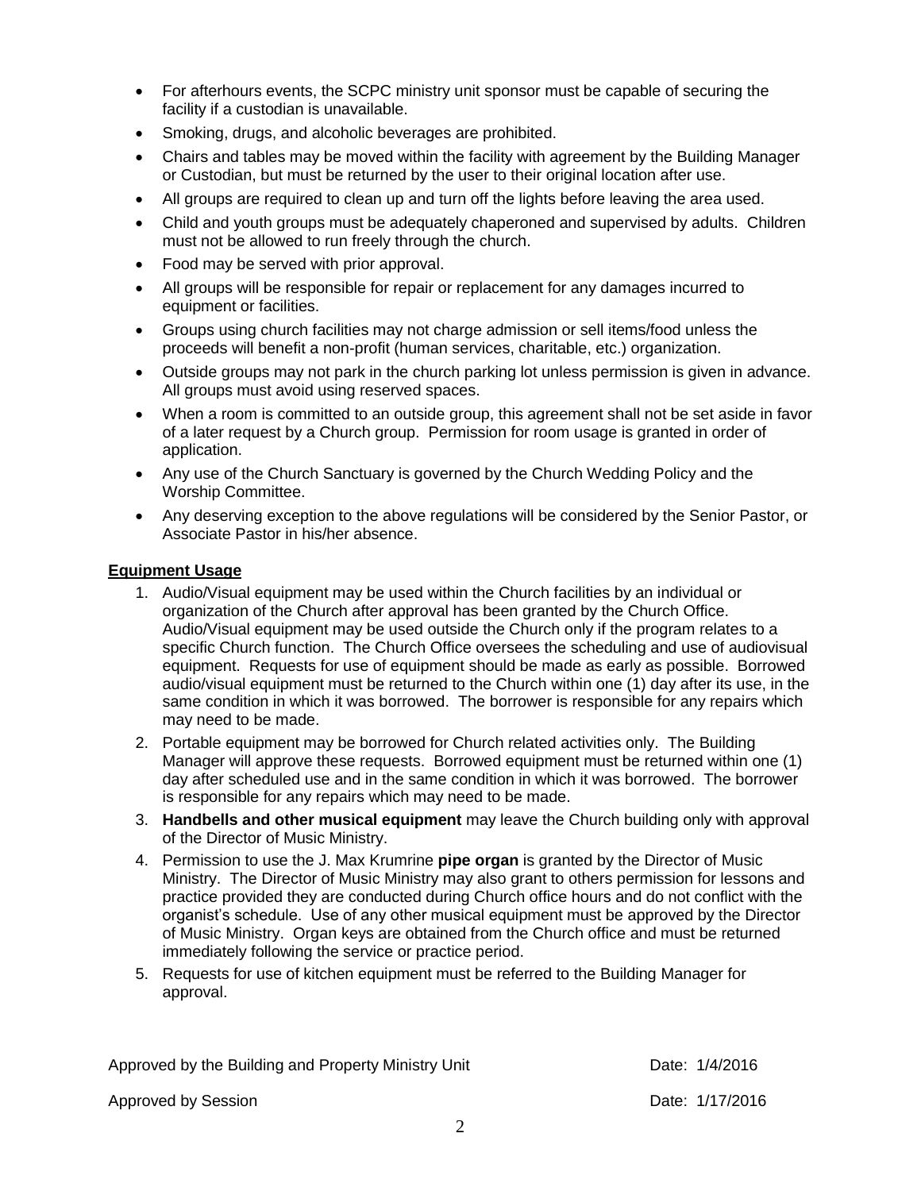- For afterhours events, the SCPC ministry unit sponsor must be capable of securing the facility if a custodian is unavailable.
- Smoking, drugs, and alcoholic beverages are prohibited.
- Chairs and tables may be moved within the facility with agreement by the Building Manager or Custodian, but must be returned by the user to their original location after use.
- All groups are required to clean up and turn off the lights before leaving the area used.
- Child and youth groups must be adequately chaperoned and supervised by adults. Children must not be allowed to run freely through the church.
- Food may be served with prior approval.
- All groups will be responsible for repair or replacement for any damages incurred to equipment or facilities.
- Groups using church facilities may not charge admission or sell items/food unless the proceeds will benefit a non-profit (human services, charitable, etc.) organization.
- Outside groups may not park in the church parking lot unless permission is given in advance. All groups must avoid using reserved spaces.
- When a room is committed to an outside group, this agreement shall not be set aside in favor of a later request by a Church group. Permission for room usage is granted in order of application.
- Any use of the Church Sanctuary is governed by the Church Wedding Policy and the Worship Committee.
- Any deserving exception to the above regulations will be considered by the Senior Pastor, or Associate Pastor in his/her absence.

**Equipment Usage**

1. Audio/Visual equipment may be used within the Church facilities by an individual or organization of the Church after approval has been granted by the Church Office. Audio/Visual equipment may be used outside the Church only if the program relates to a specific Church function. The Church Office oversees the scheduling and use of audiovisual equipment. Requests for use of equipment should be made as early as possible. Borrowed audio/visual equipment must be returned to the Church within one (1) day after its use, in the same condition in which it was borrowed. The borrower is responsible for any repairs which may need to be made.
2. Portable equipment may be borrowed for Church related activities only. The Building Manager will approve these requests. Borrowed equipment must be returned within one (1) day after scheduled use and in the same condition in which it was borrowed. The borrower is responsible for any repairs which may need to be made.
3. **Handbells and other musical equipment** may leave the Church building only with approval of the Director of Music Ministry.
4. Permission to use the J. Max Krumrine **pipe organ** is granted by the Director of Music Ministry. The Director of Music Ministry may also grant to others permission for lessons and practice provided they are conducted during Church office hours and do not conflict with the organist's schedule. Use of any other musical equipment must be approved by the Director of Music Ministry. Organ keys are obtained from the Church office and must be returned immediately following the service or practice period.
5. Requests for use of kitchen equipment must be referred to the Building Manager for approval.

Approved by the Building and Property Ministry Unit — Date: 1/4/2016

Approved by Session — Date: 1/17/2016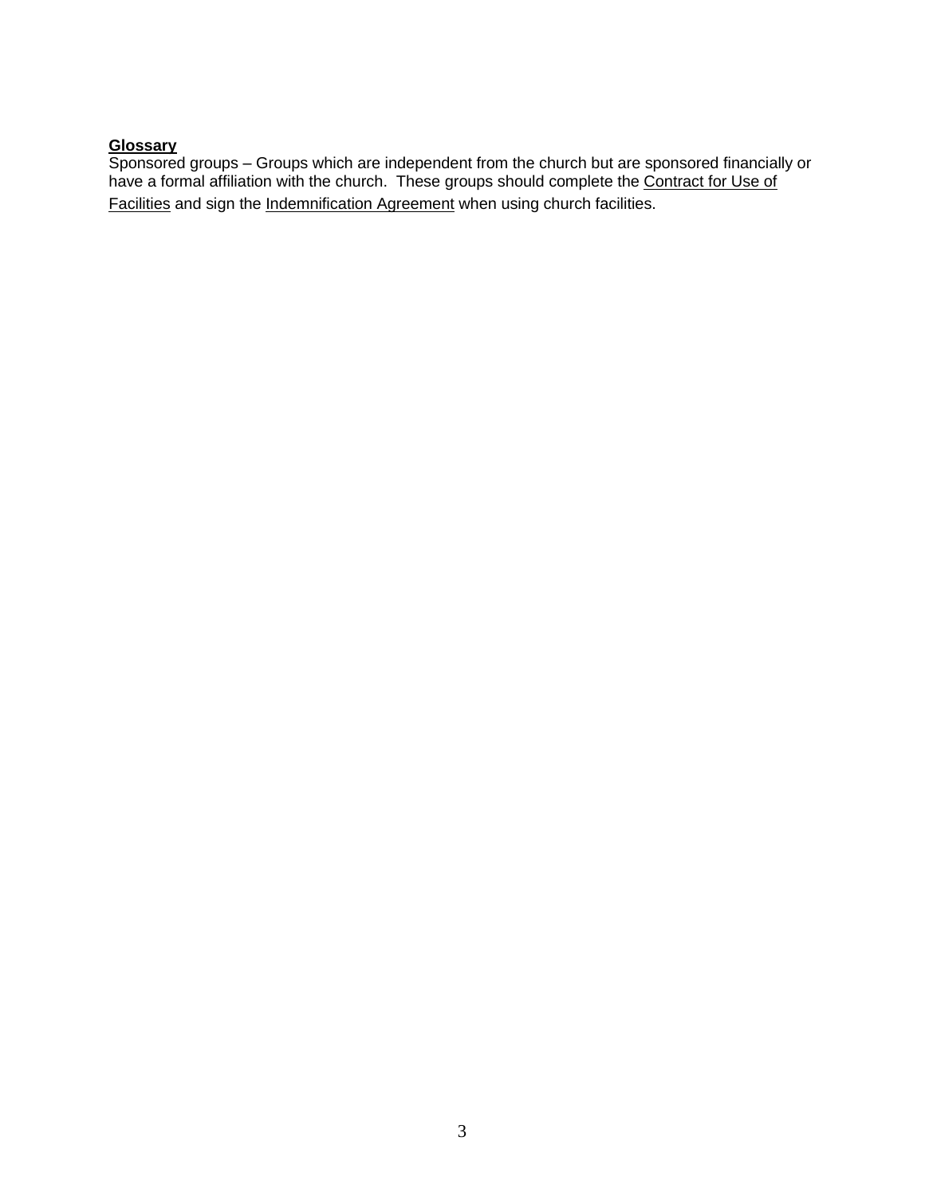**Glossary**

Sponsored groups – Groups which are independent from the church but are sponsored financially or have a formal affiliation with the church. These groups should complete the Contract for Use of Facilities and sign the Indemnification Agreement when using church facilities.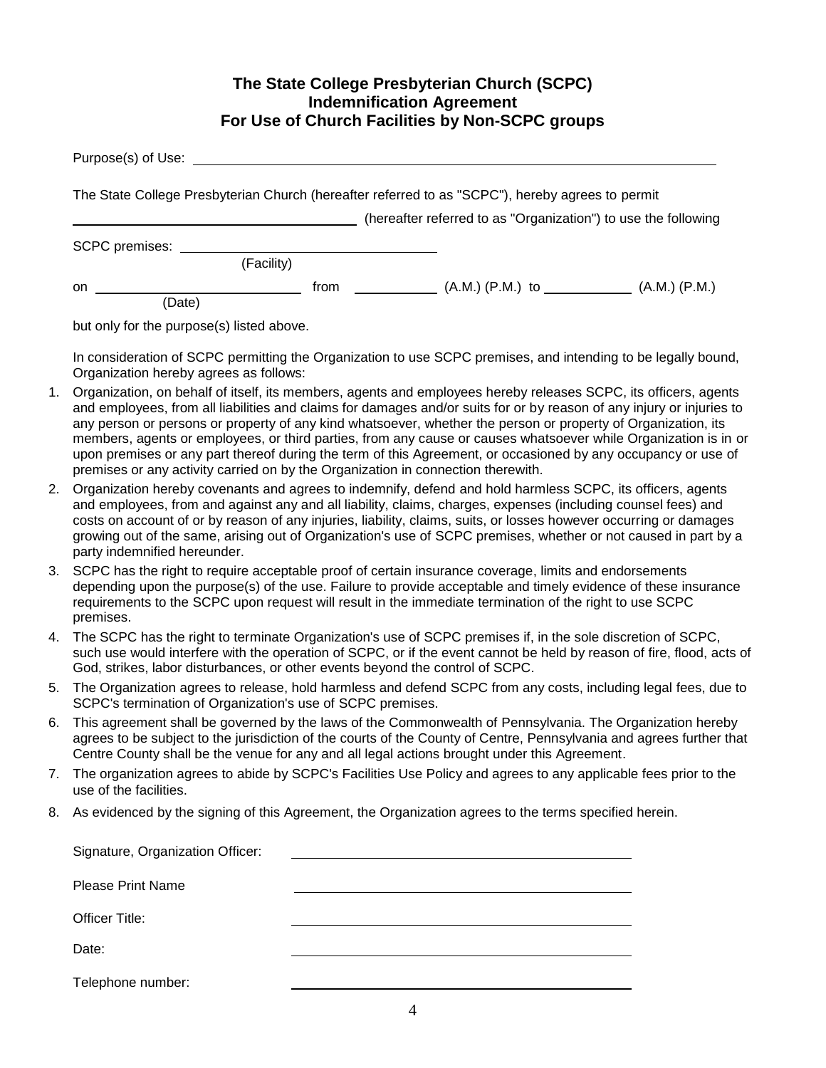# The State College Presbyterian Church (SCPC)
## Indemnification Agreement
## For Use of Church Facilities by Non-SCPC groups

Purpose(s) of Use: ______________________________________________

The State College Presbyterian Church (hereafter referred to as "SCPC"), hereby agrees to permit

______________________________ (hereafter referred to as "Organization") to use the following

SCPC premises: ______________________________
(Facility)

on ______________________ from __________ (A.M.) (P.M.) to __________ (A.M.) (P.M.)
(Date)

but only for the purpose(s) listed above.

In consideration of SCPC permitting the Organization to use SCPC premises, and intending to be legally bound, Organization hereby agrees as follows:

1. Organization, on behalf of itself, its members, agents and employees hereby releases SCPC, its officers, agents and employees, from all liabilities and claims for damages and/or suits for or by reason of any injury or injuries to any person or persons or property of any kind whatsoever, whether the person or property of Organization, its members, agents or employees, or third parties, from any cause or causes whatsoever while Organization is in or upon premises or any part thereof during the term of this Agreement, or occasioned by any occupancy or use of premises or any activity carried on by the Organization in connection therewith.
2. Organization hereby covenants and agrees to indemnify, defend and hold harmless SCPC, its officers, agents and employees, from and against any and all liability, claims, charges, expenses (including counsel fees) and costs on account of or by reason of any injuries, liability, claims, suits, or losses however occurring or damages growing out of the same, arising out of Organization's use of SCPC premises, whether or not caused in part by a party indemnified hereunder.
3. SCPC has the right to require acceptable proof of certain insurance coverage, limits and endorsements depending upon the purpose(s) of the use. Failure to provide acceptable and timely evidence of these insurance requirements to the SCPC upon request will result in the immediate termination of the right to use SCPC premises.
4. The SCPC has the right to terminate Organization's use of SCPC premises if, in the sole discretion of SCPC, such use would interfere with the operation of SCPC, or if the event cannot be held by reason of fire, flood, acts of God, strikes, labor disturbances, or other events beyond the control of SCPC.
5. The Organization agrees to release, hold harmless and defend SCPC from any costs, including legal fees, due to SCPC's termination of Organization's use of SCPC premises.
6. This agreement shall be governed by the laws of the Commonwealth of Pennsylvania. The Organization hereby agrees to be subject to the jurisdiction of the courts of the County of Centre, Pennsylvania and agrees further that Centre County shall be the venue for any and all legal actions brought under this Agreement.
7. The organization agrees to abide by SCPC's Facilities Use Policy and agrees to any applicable fees prior to the use of the facilities.
8. As evidenced by the signing of this Agreement, the Organization agrees to the terms specified herein.

Signature, Organization Officer: ______________________________

Please Print Name ______________________________

Officer Title: ______________________________

Date: ______________________________

Telephone number: ______________________________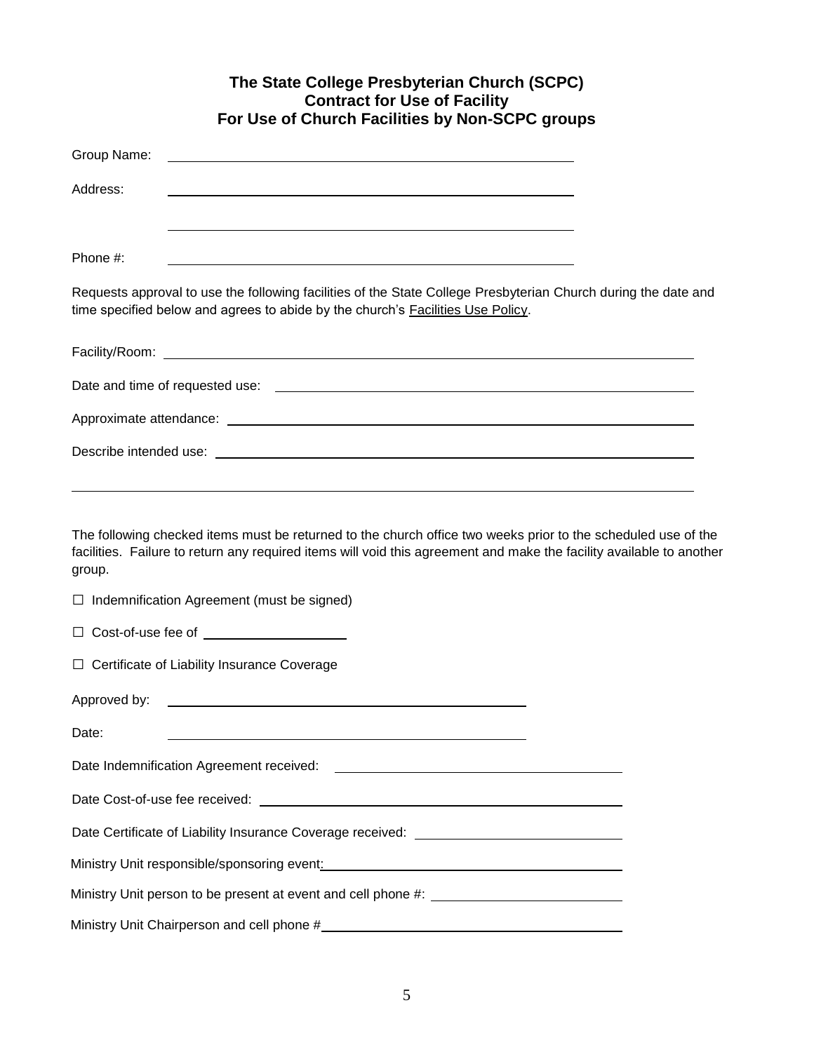# The State College Presbyterian Church (SCPC)
## Contract for Use of Facility
## For Use of Church Facilities by Non-SCPC groups

Group Name: ______________________________________________

Address: ______________________________________________

______________________________________________

Phone #: ______________________________________________

Requests approval to use the following facilities of the State College Presbyterian Church during the date and time specified below and agrees to abide by the church's Facilities Use Policy.

Facility/Room: ______________________________________________

Date and time of requested use: ______________________________________________

Approximate attendance: ______________________________________________

Describe intended use: ______________________________________________

______________________________________________

The following checked items must be returned to the church office two weeks prior to the scheduled use of the facilities. Failure to return any required items will void this agreement and make the facility available to another group.

☐ Indemnification Agreement (must be signed)

☐ Cost-of-use fee of ____________________

☐ Certificate of Liability Insurance Coverage

Approved by: ______________________________________________

Date: ______________________________________________

Date Indemnification Agreement received: ______________________________

Date Cost-of-use fee received: ______________________________

Date Certificate of Liability Insurance Coverage received: ______________________________

Ministry Unit responsible/sponsoring event: ______________________________

Ministry Unit person to be present at event and cell phone #: ______________________________

Ministry Unit Chairperson and cell phone # ______________________________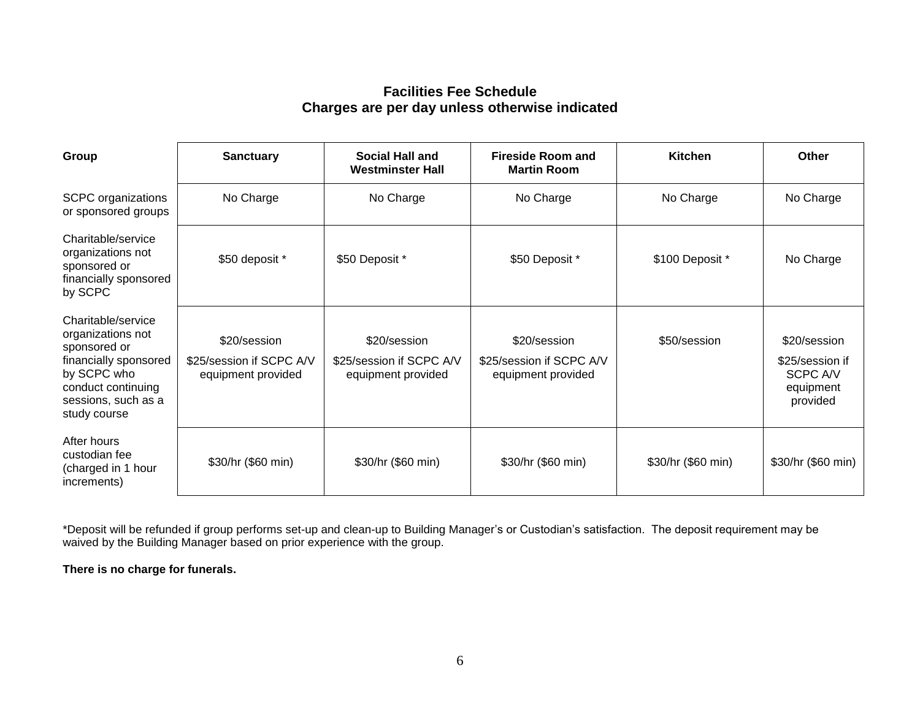## Facilities Fee Schedule
## Charges are per day unless otherwise indicated

| Group | Sanctuary | Social Hall and Westminster Hall | Fireside Room and Martin Room | Kitchen | Other |
|---|---|---|---|---|---|
| SCPC organizations or sponsored groups | No Charge | No Charge | No Charge | No Charge | No Charge |
| Charitable/service organizations not sponsored or financially sponsored by SCPC | $50 deposit * | $50 Deposit * | $50 Deposit * | $100 Deposit * | No Charge |
| Charitable/service organizations not sponsored or financially sponsored by SCPC who conduct continuing sessions, such as a study course | $20/session<br>$25/session if SCPC A/V equipment provided | $20/session<br>$25/session if SCPC A/V equipment provided | $20/session<br>$25/session if SCPC A/V equipment provided | $50/session | $20/session<br>$25/session if SCPC A/V equipment provided |
| After hours custodian fee (charged in 1 hour increments) | $30/hr ($60 min) | $30/hr ($60 min) | $30/hr ($60 min) | $30/hr ($60 min) | $30/hr ($60 min) |

*Deposit will be refunded if group performs set-up and clean-up to Building Manager's or Custodian's satisfaction. The deposit requirement may be waived by the Building Manager based on prior experience with the group.

**There is no charge for funerals.**